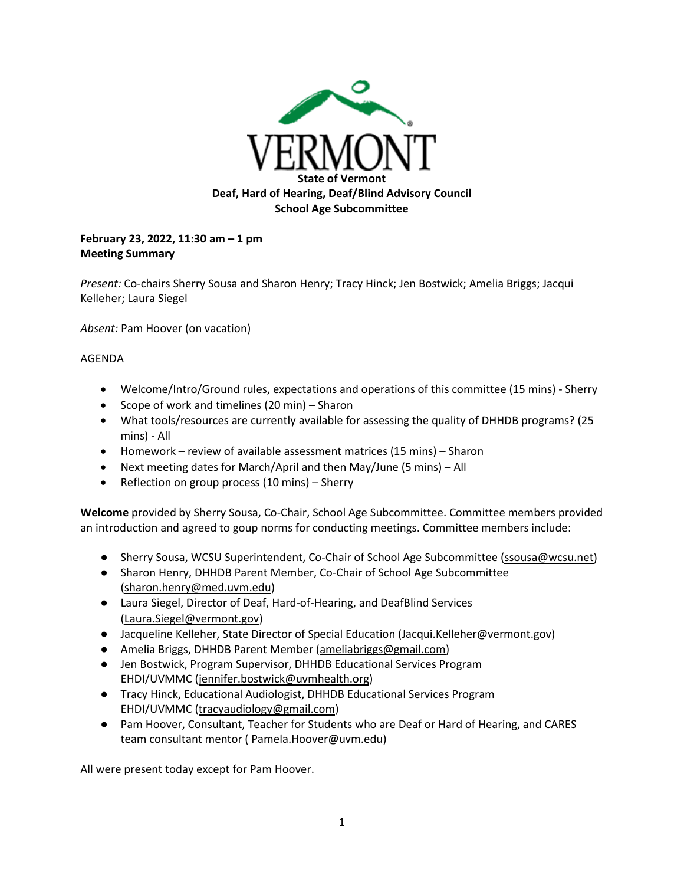# State of Vermont
## Deaf, Hard of Hearing, Deaf/Blind Advisory Council
## School Age Subcommittee

**February 23, 2022, 11:30 am – 1 pm**
**Meeting Summary**

*Present:* Co-chairs Sherry Sousa and Sharon Henry; Tracy Hinck; Jen Bostwick; Amelia Briggs; Jacqui Kelleher; Laura Siegel

*Absent:* Pam Hoover (on vacation)

AGENDA

- Welcome/Intro/Ground rules, expectations and operations of this committee (15 mins) - Sherry
- Scope of work and timelines (20 min) – Sharon
- What tools/resources are currently available for assessing the quality of DHHDB programs? (25 mins) - All
- Homework – review of available assessment matrices (15 mins) – Sharon
- Next meeting dates for March/April and then May/June (5 mins) – All
- Reflection on group process (10 mins) – Sherry

**Welcome** provided by Sherry Sousa, Co-Chair, School Age Subcommittee. Committee members provided an introduction and agreed to goup norms for conducting meetings. Committee members include:

- Sherry Sousa, WCSU Superintendent, Co-Chair of School Age Subcommittee (ssousa@wcsu.net)
- Sharon Henry, DHHDB Parent Member, Co-Chair of School Age Subcommittee (sharon.henry@med.uvm.edu)
- Laura Siegel, Director of Deaf, Hard-of-Hearing, and DeafBlind Services (Laura.Siegel@vermont.gov)
- Jacqueline Kelleher, State Director of Special Education (Jacqui.Kelleher@vermont.gov)
- Amelia Briggs, DHHDB Parent Member (ameliabriggs@gmail.com)
- Jen Bostwick, Program Supervisor, DHHDB Educational Services Program EHDI/UVMMC (jennifer.bostwick@uvmhealth.org)
- Tracy Hinck, Educational Audiologist, DHHDB Educational Services Program EHDI/UVMMC (tracyaudiology@gmail.com)
- Pam Hoover, Consultant, Teacher for Students who are Deaf or Hard of Hearing, and CARES team consultant mentor ( Pamela.Hoover@uvm.edu)

All were present today except for Pam Hoover.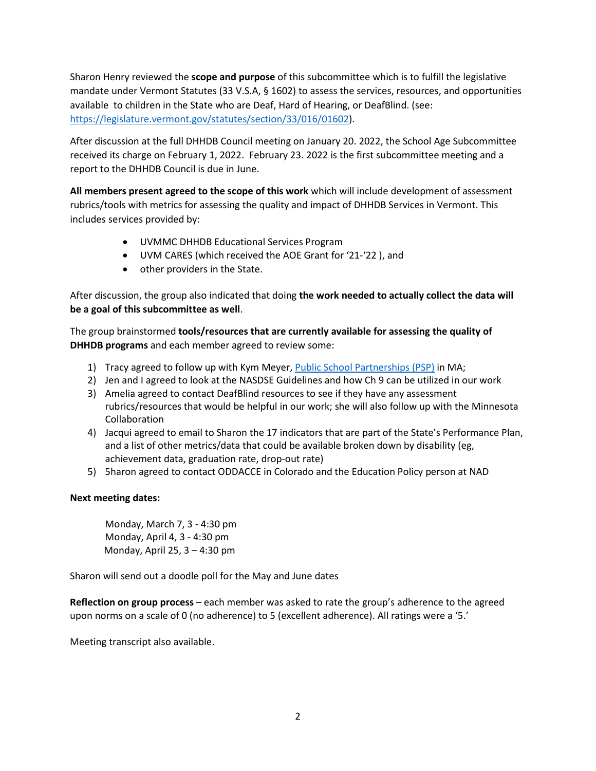Sharon Henry reviewed the **scope and purpose** of this subcommittee which is to fulfill the legislative mandate under Vermont Statutes (33 V.S.A, § 1602) to assess the services, resources, and opportunities available to children in the State who are Deaf, Hard of Hearing, or DeafBlind. (see: [https://legislature.vermont.gov/statutes/section/33/016/01602](https://legislature.vermont.gov/statutes/section/33/016/01602)).

After discussion at the full DHHDB Council meeting on January 20. 2022, the School Age Subcommittee received its charge on February 1, 2022. February 23. 2022 is the first subcommittee meeting and a report to the DHHDB Council is due in June.

**All members present agreed to the scope of this work** which will include development of assessment rubrics/tools with metrics for assessing the quality and impact of DHHDB Services in Vermont. This includes services provided by:

- UVMMC DHHDB Educational Services Program
- UVM CARES (which received the AOE Grant for '21-'22 ), and
- other providers in the State.

After discussion, the group also indicated that doing **the work needed to actually collect the data will be a goal of this subcommittee as well**.

The group brainstormed **tools/resources that are currently available for assessing the quality of DHHDB programs** and each member agreed to review some:

1) Tracy agreed to follow up with Kym Meyer, Public School Partnerships (PSP) in MA;
2) Jen and I agreed to look at the NASDSE Guidelines and how Ch 9 can be utilized in our work
3) Amelia agreed to contact DeafBlind resources to see if they have any assessment rubrics/resources that would be helpful in our work; she will also follow up with the Minnesota Collaboration
4) Jacqui agreed to email to Sharon the 17 indicators that are part of the State's Performance Plan, and a list of other metrics/data that could be available broken down by disability (eg, achievement data, graduation rate, drop-out rate)
5) Sharon agreed to contact ODDACCE in Colorado and the Education Policy person at NAD

**Next meeting dates:**

Monday, March 7, 3 - 4:30 pm
Monday, April 4, 3 - 4:30 pm
Monday, April 25, 3 – 4:30 pm

Sharon will send out a doodle poll for the May and June dates

**Reflection on group process** – each member was asked to rate the group's adherence to the agreed upon norms on a scale of 0 (no adherence) to 5 (excellent adherence). All ratings were a '5.'

Meeting transcript also available.